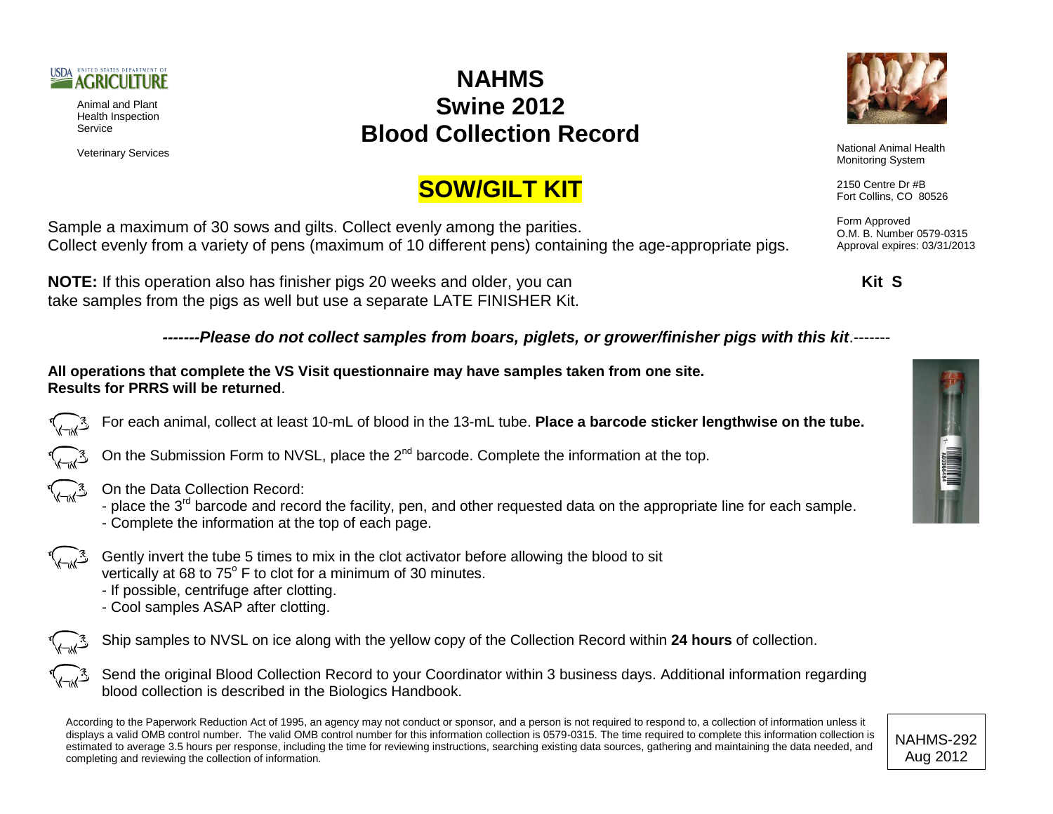USDA United States Department of Agriculture

Animal and Plant Health Inspection Service

Veterinary Services

# NAHMS Swine 2012 Blood Collection Record

National Animal Health Monitoring System

2150 Centre Dr #B
Fort Collins, CO 80526

Form Approved
O.M. B. Number 0579-0315
Approval expires: 03/31/2013

## SOW/GILT KIT

**Kit S**

Sample a maximum of 30 sows and gilts. Collect evenly among the parities.
Collect evenly from a variety of pens (maximum of 10 different pens) containing the age-appropriate pigs.

**NOTE:** If this operation also has finisher pigs 20 weeks and older, you can take samples from the pigs as well but use a separate LATE FINISHER Kit.

***-------Please do not collect samples from boars, piglets, or grower/finisher pigs with this kit***.-------

**All operations that complete the VS Visit questionnaire may have samples taken from one site.**
**Results for PRRS will be returned**.

- For each animal, collect at least 10-mL of blood in the 13-mL tube. **Place a barcode sticker lengthwise on the tube.**
- On the Submission Form to NVSL, place the 2nd barcode. Complete the information at the top.
- On the Data Collection Record:
  - place the 3rd barcode and record the facility, pen, and other requested data on the appropriate line for each sample.
  - Complete the information at the top of each page.
- Gently invert the tube 5 times to mix in the clot activator before allowing the blood to sit vertically at 68 to 75° F to clot for a minimum of 30 minutes.
  - If possible, centrifuge after clotting.
  - Cool samples ASAP after clotting.
- Ship samples to NVSL on ice along with the yellow copy of the Collection Record within **24 hours** of collection.
- Send the original Blood Collection Record to your Coordinator within 3 business days. Additional information regarding blood collection is described in the Biologics Handbook.

According to the Paperwork Reduction Act of 1995, an agency may not conduct or sponsor, and a person is not required to respond to, a collection of information unless it displays a valid OMB control number. The valid OMB control number for this information collection is 0579-0315. The time required to complete this information collection is estimated to average 3.5 hours per response, including the time for reviewing instructions, searching existing data sources, gathering and maintaining the data needed, and completing and reviewing the collection of information.

NAHMS-292
Aug 2012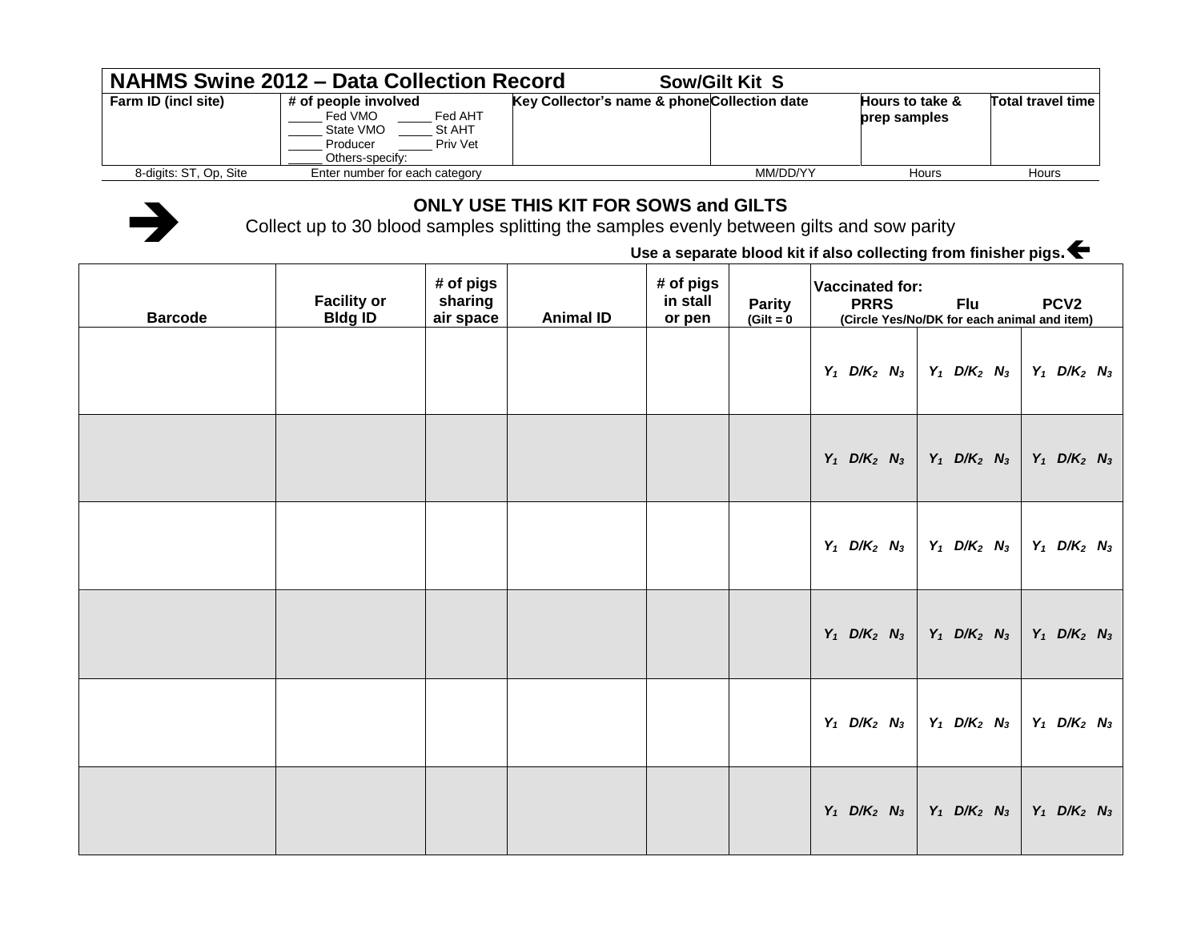# NAHMS Swine 2012 – Data Collection Record **Sow/Gilt Kit S**

| Farm ID (incl site) | # of people involved | | Key Collector's name & phone | Collection date | Hours to take & prep samples | Total travel time |
|---|---|---|---|---|---|---|
| | _____ Fed VMO<br>_____ State VMO<br>_____ Producer<br>_____ Others-specify: | _____ Fed AHT<br>_____ St AHT<br>_____ Priv Vet | | | | |
| 8-digits: ST, Op, Site | Enter number for each category | | | MM/DD/YY | Hours | Hours |

**ONLY USE THIS KIT FOR SOWS and GILTS**

Collect up to 30 blood samples splitting the samples evenly between gilts and sow parity

**Use a separate blood kit if also collecting from finisher pigs.**

| Barcode | Facility or Bldg ID | # of pigs sharing air space | Animal ID | # of pigs in stall or pen | Parity (Gilt = 0 | Vaccinated for: PRRS | Flu | PCV2 |
|---|---|---|---|---|---|---|---|---|
| | | | | | | (Circle Yes/No/DK for each animal and item) | | |
| | | | | | | $Y_1$ $D/K_2$ $N_3$ | $Y_1$ $D/K_2$ $N_3$ | $Y_1$ $D/K_2$ $N_3$ |
| | | | | | | $Y_1$ $D/K_2$ $N_3$ | $Y_1$ $D/K_2$ $N_3$ | $Y_1$ $D/K_2$ $N_3$ |
| | | | | | | $Y_1$ $D/K_2$ $N_3$ | $Y_1$ $D/K_2$ $N_3$ | $Y_1$ $D/K_2$ $N_3$ |
| | | | | | | $Y_1$ $D/K_2$ $N_3$ | $Y_1$ $D/K_2$ $N_3$ | $Y_1$ $D/K_2$ $N_3$ |
| | | | | | | $Y_1$ $D/K_2$ $N_3$ | $Y_1$ $D/K_2$ $N_3$ | $Y_1$ $D/K_2$ $N_3$ |
| | | | | | | $Y_1$ $D/K_2$ $N_3$ | $Y_1$ $D/K_2$ $N_3$ | $Y_1$ $D/K_2$ $N_3$ |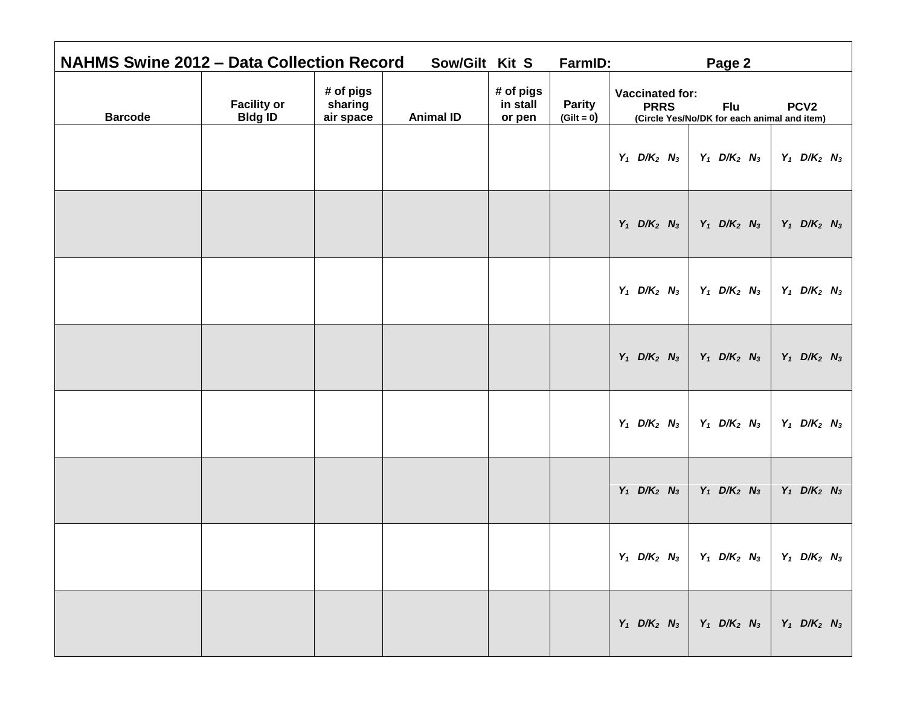**NAHMS Swine 2012 – Data Collection Record**  Sow/Gilt  Kit S  FarmID:  Page 2

| Barcode | Facility or Bldg ID | # of pigs sharing air space | Animal ID | # of pigs in stall or pen | Parity (Gilt = 0) | Vaccinated for: PRRS | Flu | PCV2 |
|---|---|---|---|---|---|---|---|---|
| | | | | | | (Circle Yes/No/DK for each animal and item) | | |
| | | | | | | $Y_1$ $D/K_2$ $N_3$ | $Y_1$ $D/K_2$ $N_3$ | $Y_1$ $D/K_2$ $N_3$ |
| | | | | | | $Y_1$ $D/K_2$ $N_3$ | $Y_1$ $D/K_2$ $N_3$ | $Y_1$ $D/K_2$ $N_3$ |
| | | | | | | $Y_1$ $D/K_2$ $N_3$ | $Y_1$ $D/K_2$ $N_3$ | $Y_1$ $D/K_2$ $N_3$ |
| | | | | | | $Y_1$ $D/K_2$ $N_3$ | $Y_1$ $D/K_2$ $N_3$ | $Y_1$ $D/K_2$ $N_3$ |
| | | | | | | $Y_1$ $D/K_2$ $N_3$ | $Y_1$ $D/K_2$ $N_3$ | $Y_1$ $D/K_2$ $N_3$ |
| | | | | | | $Y_1$ $D/K_2$ $N_3$ | $Y_1$ $D/K_2$ $N_3$ | $Y_1$ $D/K_2$ $N_3$ |
| | | | | | | $Y_1$ $D/K_2$ $N_3$ | $Y_1$ $D/K_2$ $N_3$ | $Y_1$ $D/K_2$ $N_3$ |
| | | | | | | $Y_1$ $D/K_2$ $N_3$ | $Y_1$ $D/K_2$ $N_3$ | $Y_1$ $D/K_2$ $N_3$ |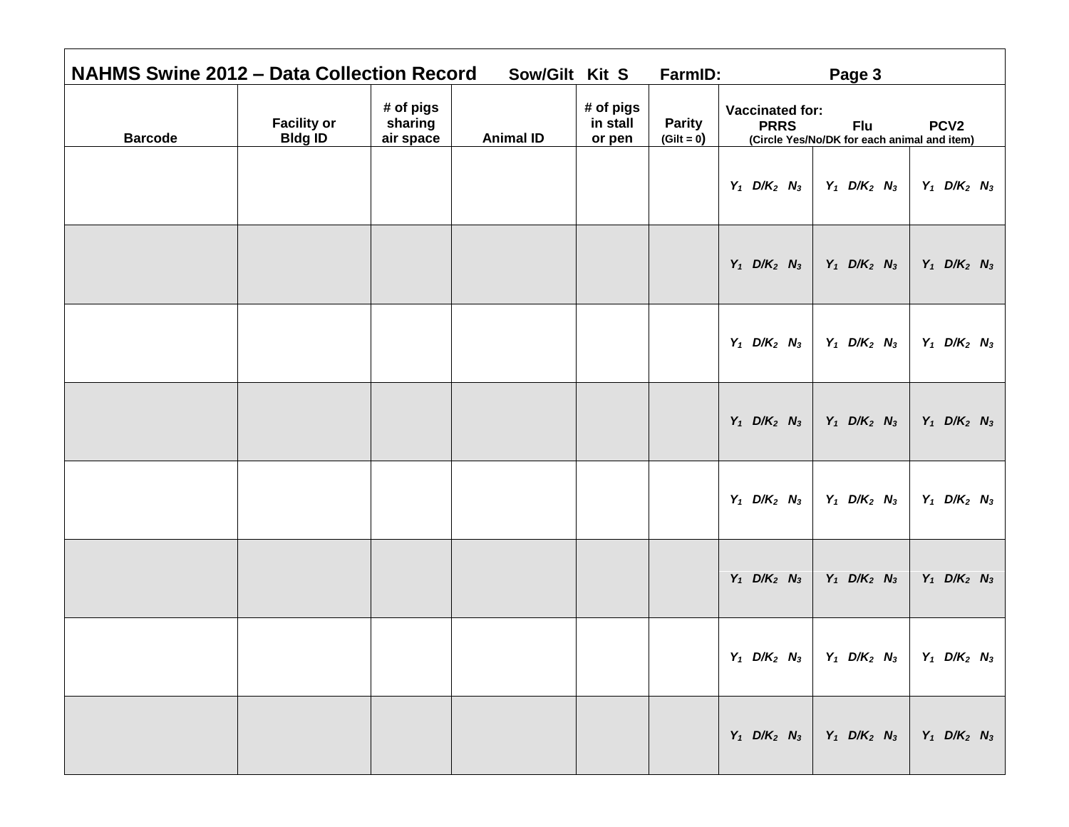**NAHMS Swine 2012 – Data Collection Record** **Sow/Gilt Kit S** **FarmID:** **Page 3**

| Barcode | Facility or Bldg ID | # of pigs sharing air space | Animal ID | # of pigs in stall or pen | Parity (Gilt = 0) | Vaccinated for: PRRS (Circle Yes/No/DK for each animal and item) | Flu | PCV2 |
|---|---|---|---|---|---|---|---|---|
| | | | | | | $Y_1$ $D/K_2$ $N_3$ | $Y_1$ $D/K_2$ $N_3$ | $Y_1$ $D/K_2$ $N_3$ |
| | | | | | | $Y_1$ $D/K_2$ $N_3$ | $Y_1$ $D/K_2$ $N_3$ | $Y_1$ $D/K_2$ $N_3$ |
| | | | | | | $Y_1$ $D/K_2$ $N_3$ | $Y_1$ $D/K_2$ $N_3$ | $Y_1$ $D/K_2$ $N_3$ |
| | | | | | | $Y_1$ $D/K_2$ $N_3$ | $Y_1$ $D/K_2$ $N_3$ | $Y_1$ $D/K_2$ $N_3$ |
| | | | | | | $Y_1$ $D/K_2$ $N_3$ | $Y_1$ $D/K_2$ $N_3$ | $Y_1$ $D/K_2$ $N_3$ |
| | | | | | | $Y_1$ $D/K_2$ $N_3$ | $Y_1$ $D/K_2$ $N_3$ | $Y_1$ $D/K_2$ $N_3$ |
| | | | | | | $Y_1$ $D/K_2$ $N_3$ | $Y_1$ $D/K_2$ $N_3$ | $Y_1$ $D/K_2$ $N_3$ |
| | | | | | | $Y_1$ $D/K_2$ $N_3$ | $Y_1$ $D/K_2$ $N_3$ | $Y_1$ $D/K_2$ $N_3$ |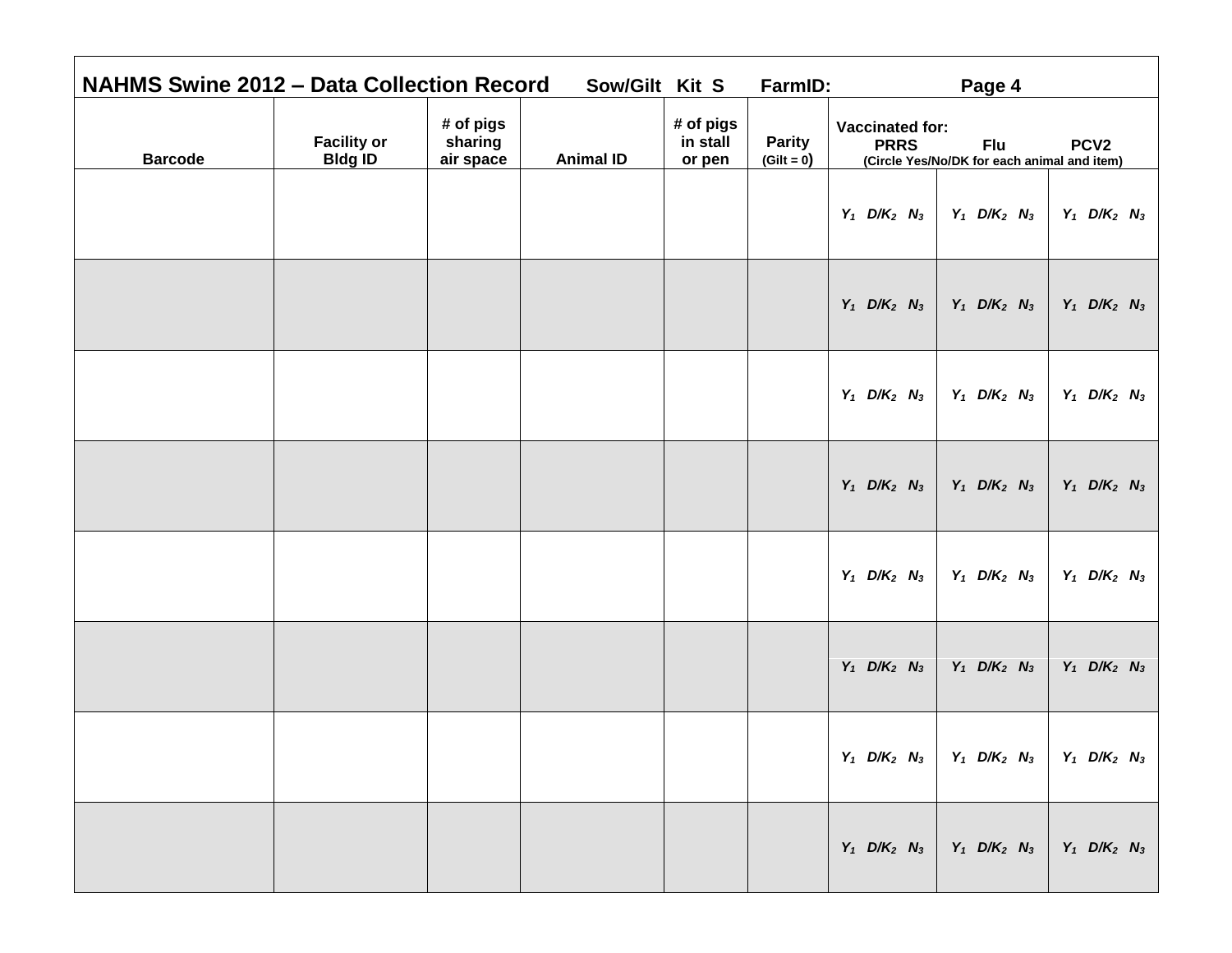**NAHMS Swine 2012 – Data Collection Record** **Sow/Gilt Kit S** **FarmID:** 

| Barcode | Facility or Bldg ID | # of pigs sharing air space | Animal ID | # of pigs in stall or pen | Parity (Gilt = 0) | Vaccinated for: PRRS (Circle Yes/No/DK for each animal and item) | Flu | PCV2 |
|---|---|---|---|---|---|---|---|---|
| | | | | | | $Y_1$ $D/K_2$ $N_3$ | $Y_1$ $D/K_2$ $N_3$ | $Y_1$ $D/K_2$ $N_3$ |
| | | | | | | $Y_1$ $D/K_2$ $N_3$ | $Y_1$ $D/K_2$ $N_3$ | $Y_1$ $D/K_2$ $N_3$ |
| | | | | | | $Y_1$ $D/K_2$ $N_3$ | $Y_1$ $D/K_2$ $N_3$ | $Y_1$ $D/K_2$ $N_3$ |
| | | | | | | $Y_1$ $D/K_2$ $N_3$ | $Y_1$ $D/K_2$ $N_3$ | $Y_1$ $D/K_2$ $N_3$ |
| | | | | | | $Y_1$ $D/K_2$ $N_3$ | $Y_1$ $D/K_2$ $N_3$ | $Y_1$ $D/K_2$ $N_3$ |
| | | | | | | $Y_1$ $D/K_2$ $N_3$ | $Y_1$ $D/K_2$ $N_3$ | $Y_1$ $D/K_2$ $N_3$ |
| | | | | | | $Y_1$ $D/K_2$ $N_3$ | $Y_1$ $D/K_2$ $N_3$ | $Y_1$ $D/K_2$ $N_3$ |
| | | | | | | $Y_1$ $D/K_2$ $N_3$ | $Y_1$ $D/K_2$ $N_3$ | $Y_1$ $D/K_2$ $N_3$ |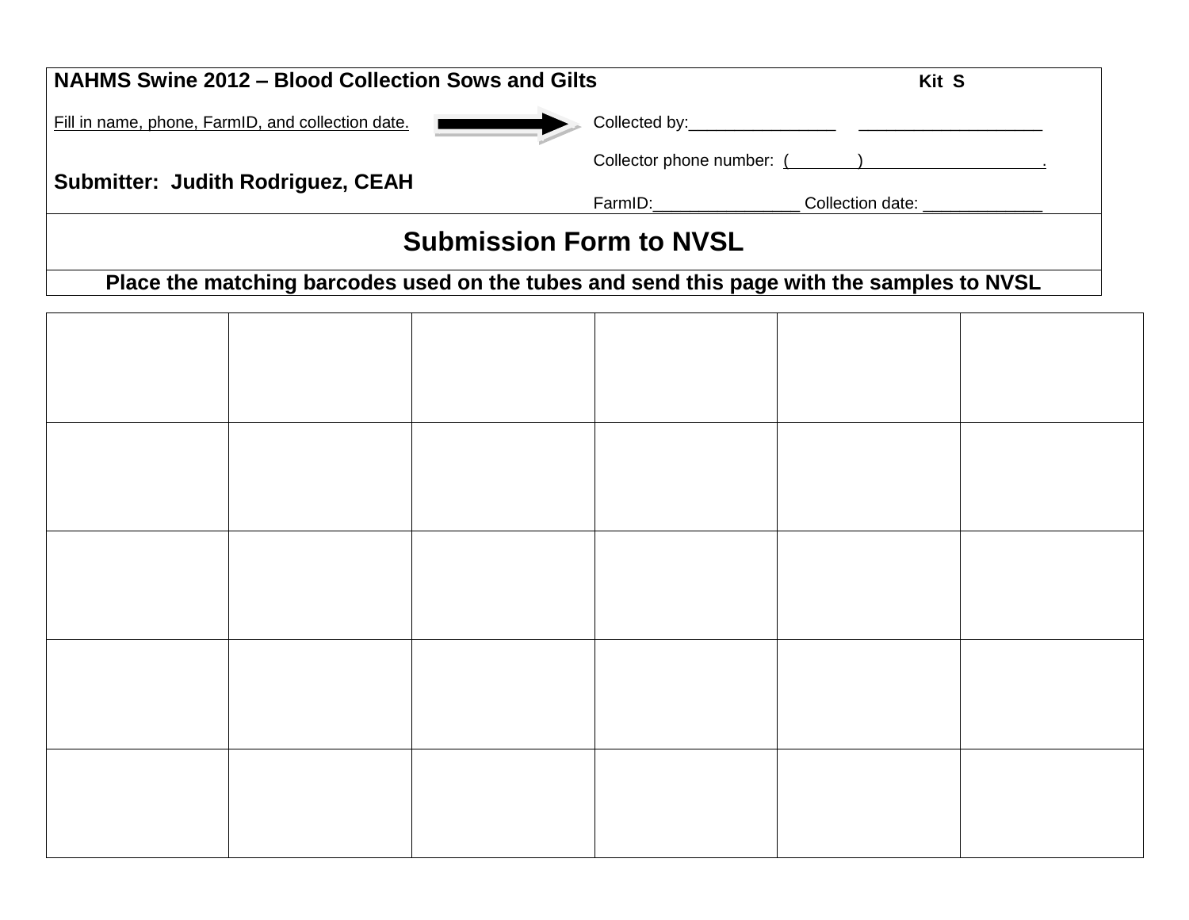**NAHMS Swine 2012 – Blood Collection Sows and Gilts** **Kit S**

Fill in name, phone, FarmID, and collection date. → Collected by:________________ ____________________

Collector phone number: (________)____________________.

**Submitter: Judith Rodriguez, CEAH**

FarmID:________________ Collection date: _____________

## Submission Form to NVSL

**Place the matching barcodes used on the tubes and send this page with the samples to NVSL**

| | | | | | |
|---|---|---|---|---|---|
| | | | | | |
| | | | | | |
| | | | | | |
| | | | | | |
| | | | | | |